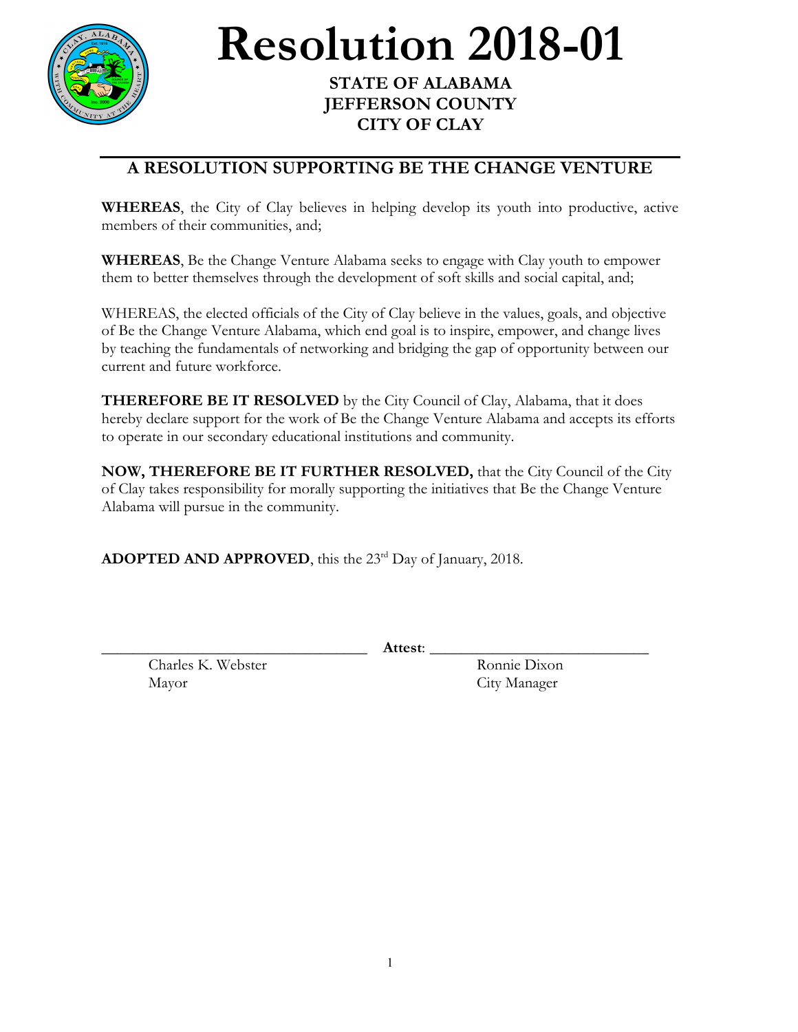# Resolution 2018-01

**STATE OF ALABAMA**
**JEFFERSON COUNTY**
**CITY OF CLAY**

---

## A RESOLUTION SUPPORTING BE THE CHANGE VENTURE

**WHEREAS**, the City of Clay believes in helping develop its youth into productive, active members of their communities, and;

**WHEREAS**, Be the Change Venture Alabama seeks to engage with Clay youth to empower them to better themselves through the development of soft skills and social capital, and;

WHEREAS, the elected officials of the City of Clay believe in the values, goals, and objective of Be the Change Venture Alabama, which end goal is to inspire, empower, and change lives by teaching the fundamentals of networking and bridging the gap of opportunity between our current and future workforce.

**THEREFORE BE IT RESOLVED** by the City Council of Clay, Alabama, that it does hereby declare support for the work of Be the Change Venture Alabama and accepts its efforts to operate in our secondary educational institutions and community.

**NOW, THEREFORE BE IT FURTHER RESOLVED,** that the City Council of the City of Clay takes responsibility for morally supporting the initiatives that Be the Change Venture Alabama will pursue in the community.

**ADOPTED AND APPROVED**, this the 23rd Day of January, 2018.

\_\_\_\_\_\_\_\_\_\_\_\_\_\_\_\_\_\_\_\_\_\_\_\_\_\_\_\_\_\_ **Attest**: \_\_\_\_\_\_\_\_\_\_\_\_\_\_\_\_\_\_\_\_\_\_\_\_\_\_\_\_\_\_

Charles K. Webster
Mayor

Ronnie Dixon
City Manager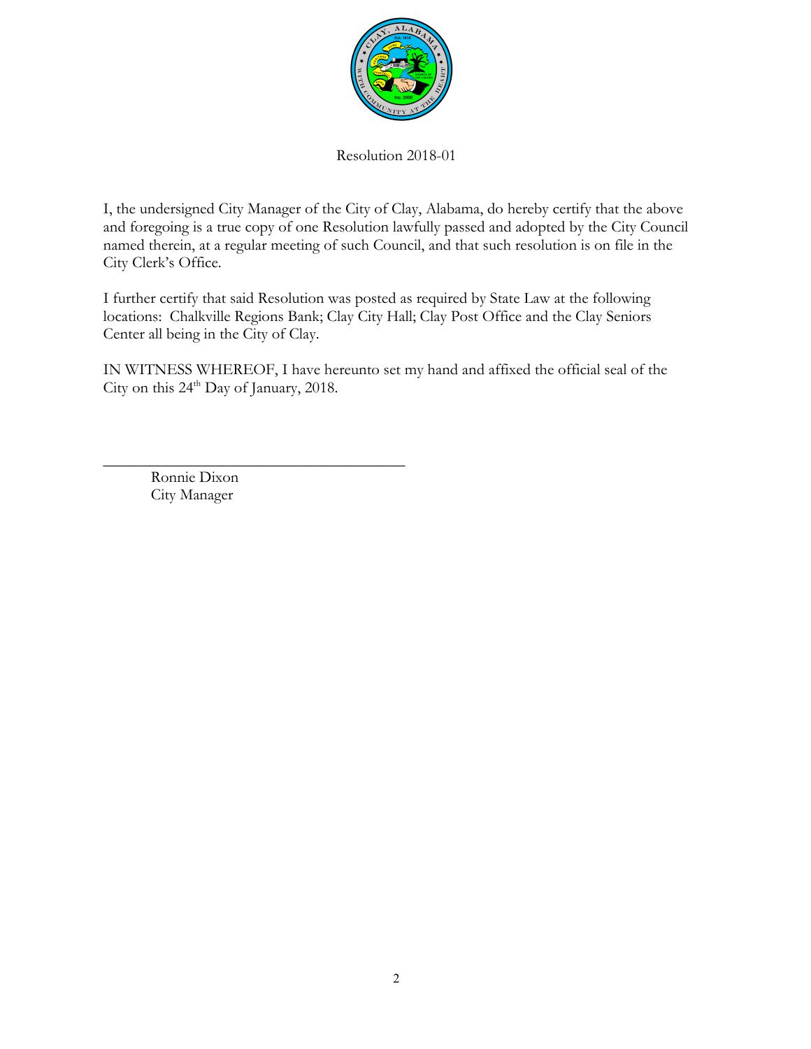Resolution 2018-01

I, the undersigned City Manager of the City of Clay, Alabama, do hereby certify that the above and foregoing is a true copy of one Resolution lawfully passed and adopted by the City Council named therein, at a regular meeting of such Council, and that such resolution is on file in the City Clerk's Office.

I further certify that said Resolution was posted as required by State Law at the following locations: Chalkville Regions Bank; Clay City Hall; Clay Post Office and the Clay Seniors Center all being in the City of Clay.

IN WITNESS WHEREOF, I have hereunto set my hand and affixed the official seal of the City on this 24th Day of January, 2018.

\_\_\_\_\_\_\_\_\_\_\_\_\_\_\_\_\_\_\_\_\_\_\_\_\_\_\_\_\_\_\_\_\_\_\_\_\_\_

Ronnie Dixon
City Manager